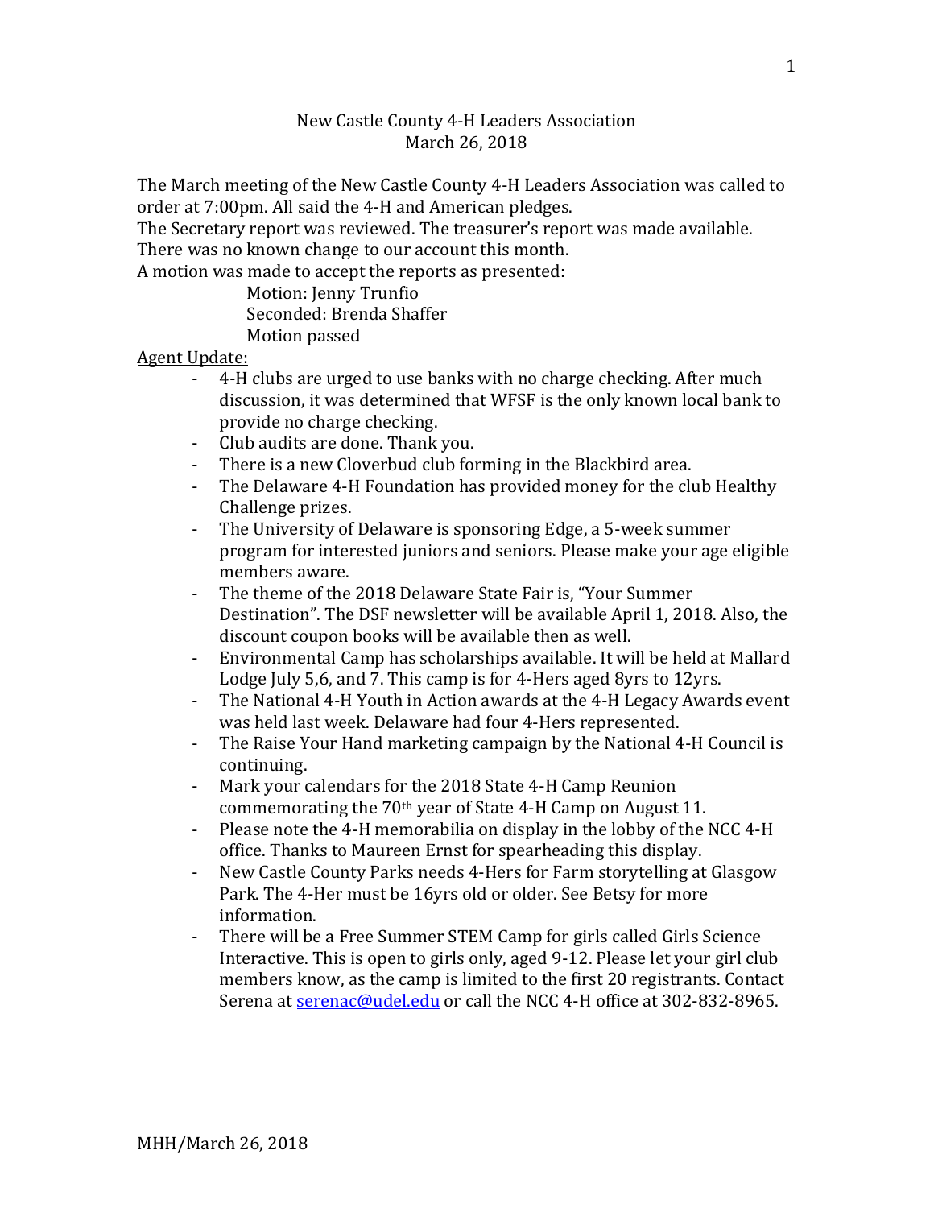New Castle County 4-H Leaders Association
March 26, 2018

The March meeting of the New Castle County 4-H Leaders Association was called to order at 7:00pm. All said the 4-H and American pledges.
The Secretary report was reviewed. The treasurer's report was made available. There was no known change to our account this month.
A motion was made to accept the reports as presented:

Motion: Jenny Trunfio
Seconded: Brenda Shaffer
Motion passed

<u>Agent Update:</u>

- 4-H clubs are urged to use banks with no charge checking. After much discussion, it was determined that WFSF is the only known local bank to provide no charge checking.
- Club audits are done. Thank you.
- There is a new Cloverbud club forming in the Blackbird area.
- The Delaware 4-H Foundation has provided money for the club Healthy Challenge prizes.
- The University of Delaware is sponsoring Edge, a 5-week summer program for interested juniors and seniors. Please make your age eligible members aware.
- The theme of the 2018 Delaware State Fair is, "Your Summer Destination". The DSF newsletter will be available April 1, 2018. Also, the discount coupon books will be available then as well.
- Environmental Camp has scholarships available. It will be held at Mallard Lodge July 5,6, and 7. This camp is for 4-Hers aged 8yrs to 12yrs.
- The National 4-H Youth in Action awards at the 4-H Legacy Awards event was held last week. Delaware had four 4-Hers represented.
- The Raise Your Hand marketing campaign by the National 4-H Council is continuing.
- Mark your calendars for the 2018 State 4-H Camp Reunion commemorating the 70th year of State 4-H Camp on August 11.
- Please note the 4-H memorabilia on display in the lobby of the NCC 4-H office. Thanks to Maureen Ernst for spearheading this display.
- New Castle County Parks needs 4-Hers for Farm storytelling at Glasgow Park. The 4-Her must be 16yrs old or older. See Betsy for more information.
- There will be a Free Summer STEM Camp for girls called Girls Science Interactive. This is open to girls only, aged 9-12. Please let your girl club members know, as the camp is limited to the first 20 registrants. Contact Serena at serenac@udel.edu or call the NCC 4-H office at 302-832-8965.

MHH/March 26, 2018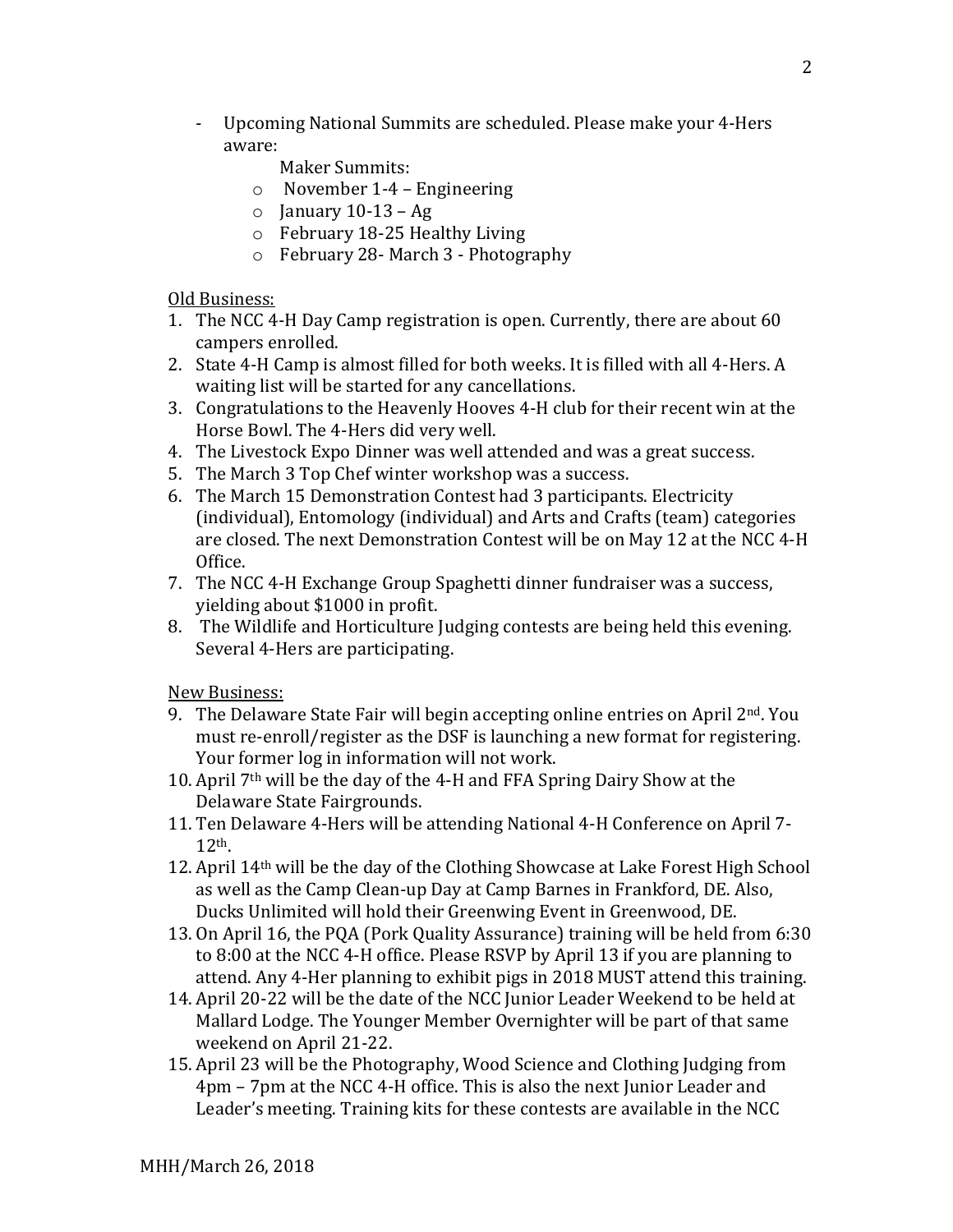- Upcoming National Summits are scheduled. Please make your 4-Hers aware:

  Maker Summits:
  - November 1-4 – Engineering
  - January 10-13 – Ag
  - February 18-25 Healthy Living
  - February 28- March 3 - Photography

Old Business:

1. The NCC 4-H Day Camp registration is open. Currently, there are about 60 campers enrolled.
2. State 4-H Camp is almost filled for both weeks. It is filled with all 4-Hers. A waiting list will be started for any cancellations.
3. Congratulations to the Heavenly Hooves 4-H club for their recent win at the Horse Bowl. The 4-Hers did very well.
4. The Livestock Expo Dinner was well attended and was a great success.
5. The March 3 Top Chef winter workshop was a success.
6. The March 15 Demonstration Contest had 3 participants. Electricity (individual), Entomology (individual) and Arts and Crafts (team) categories are closed. The next Demonstration Contest will be on May 12 at the NCC 4-H Office.
7. The NCC 4-H Exchange Group Spaghetti dinner fundraiser was a success, yielding about $1000 in profit.
8. The Wildlife and Horticulture Judging contests are being held this evening. Several 4-Hers are participating.

New Business:

9. The Delaware State Fair will begin accepting online entries on April 2nd. You must re-enroll/register as the DSF is launching a new format for registering. Your former log in information will not work.
10. April 7th will be the day of the 4-H and FFA Spring Dairy Show at the Delaware State Fairgrounds.
11. Ten Delaware 4-Hers will be attending National 4-H Conference on April 7-12th.
12. April 14th will be the day of the Clothing Showcase at Lake Forest High School as well as the Camp Clean-up Day at Camp Barnes in Frankford, DE. Also, Ducks Unlimited will hold their Greenwing Event in Greenwood, DE.
13. On April 16, the PQA (Pork Quality Assurance) training will be held from 6:30 to 8:00 at the NCC 4-H office. Please RSVP by April 13 if you are planning to attend. Any 4-Her planning to exhibit pigs in 2018 MUST attend this training.
14. April 20-22 will be the date of the NCC Junior Leader Weekend to be held at Mallard Lodge. The Younger Member Overnighter will be part of that same weekend on April 21-22.
15. April 23 will be the Photography, Wood Science and Clothing Judging from 4pm – 7pm at the NCC 4-H office. This is also the next Junior Leader and Leader's meeting. Training kits for these contests are available in the NCC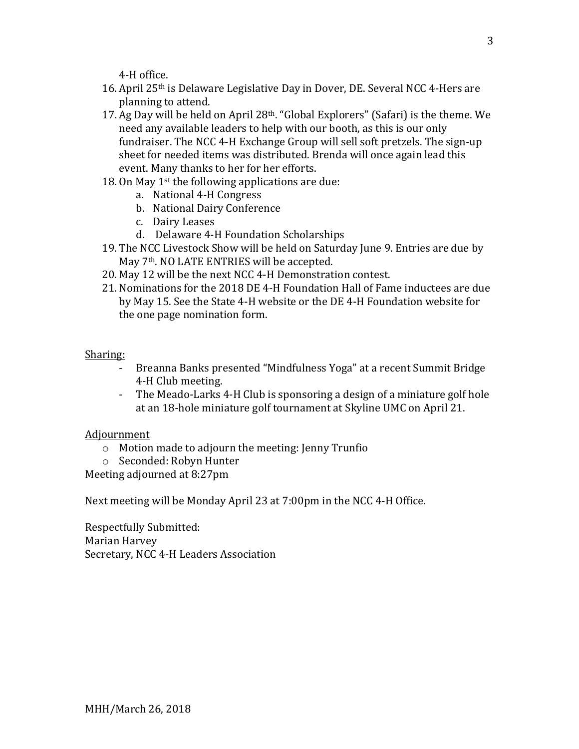4-H office.

16. April 25th is Delaware Legislative Day in Dover, DE. Several NCC 4-Hers are planning to attend.
17. Ag Day will be held on April 28th. "Global Explorers" (Safari) is the theme. We need any available leaders to help with our booth, as this is our only fundraiser. The NCC 4-H Exchange Group will sell soft pretzels. The sign-up sheet for needed items was distributed. Brenda will once again lead this event. Many thanks to her for her efforts.
18. On May 1st the following applications are due:
    a. National 4-H Congress
    b. National Dairy Conference
    c. Dairy Leases
    d. Delaware 4-H Foundation Scholarships
19. The NCC Livestock Show will be held on Saturday June 9. Entries are due by May 7th. NO LATE ENTRIES will be accepted.
20. May 12 will be the next NCC 4-H Demonstration contest.
21. Nominations for the 2018 DE 4-H Foundation Hall of Fame inductees are due by May 15. See the State 4-H website or the DE 4-H Foundation website for the one page nomination form.

<u>Sharing:</u>

- Breanna Banks presented "Mindfulness Yoga" at a recent Summit Bridge 4-H Club meeting.
- The Meado-Larks 4-H Club is sponsoring a design of a miniature golf hole at an 18-hole miniature golf tournament at Skyline UMC on April 21.

<u>Adjournment</u>

- Motion made to adjourn the meeting: Jenny Trunfio
- Seconded: Robyn Hunter

Meeting adjourned at 8:27pm

Next meeting will be Monday April 23 at 7:00pm in the NCC 4-H Office.

Respectfully Submitted:
Marian Harvey
Secretary, NCC 4-H Leaders Association

MHH/March 26, 2018